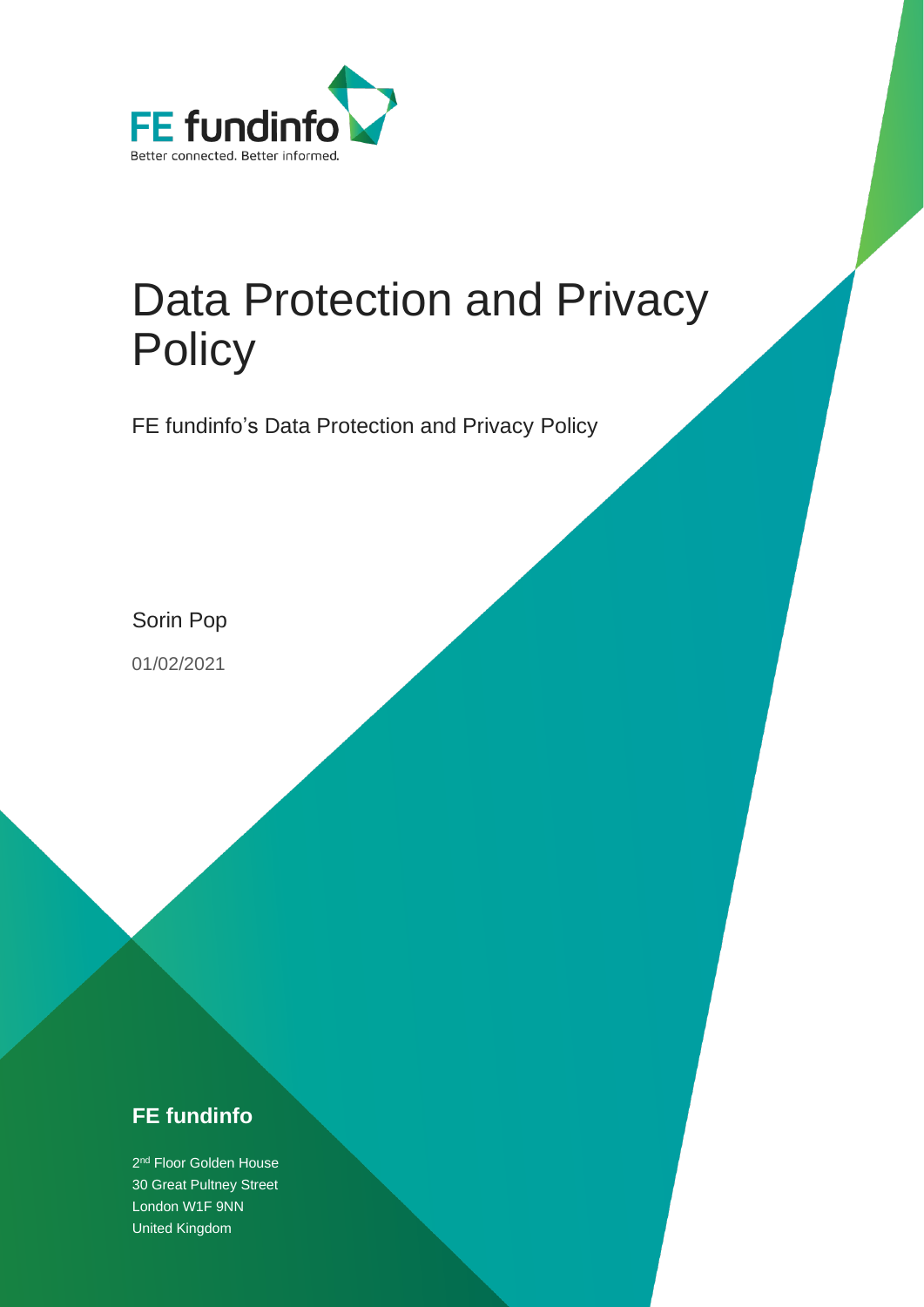FE fundinfo

Better connected. Better informed.

# Data Protection and Privacy Policy

FE fundinfo's Data Protection and Privacy Policy

Sorin Pop

01/02/2021

**FE fundinfo**

2nd Floor Golden House
30 Great Pultney Street
London W1F 9NN
United Kingdom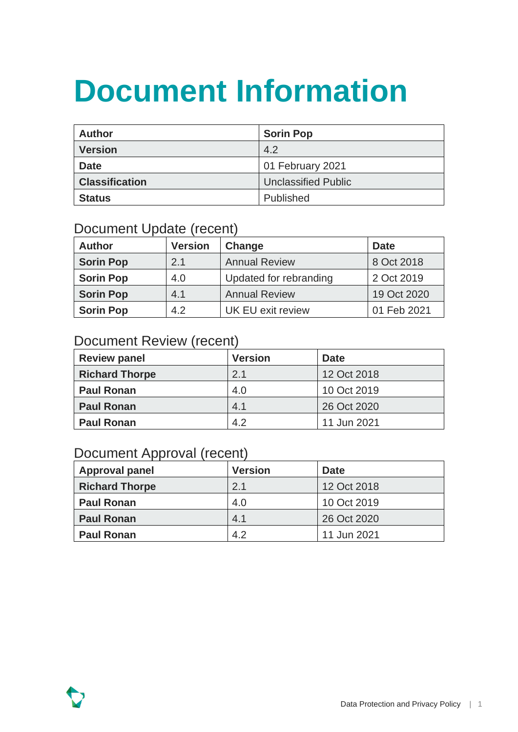# Document Information

| Author | Sorin Pop |
|---|---|
| Version | 4.2 |
| Date | 01 February 2021 |
| Classification | Unclassified Public |
| Status | Published |

## Document Update (recent)

| Author | Version | Change | Date |
|---|---|---|---|
| Sorin Pop | 2.1 | Annual Review | 8 Oct 2018 |
| Sorin Pop | 4.0 | Updated for rebranding | 2 Oct 2019 |
| Sorin Pop | 4.1 | Annual Review | 19 Oct 2020 |
| Sorin Pop | 4.2 | UK EU exit review | 01 Feb 2021 |

## Document Review (recent)

| Review panel | Version | Date |
|---|---|---|
| Richard Thorpe | 2.1 | 12 Oct 2018 |
| Paul Ronan | 4.0 | 10 Oct 2019 |
| Paul Ronan | 4.1 | 26 Oct 2020 |
| Paul Ronan | 4.2 | 11 Jun 2021 |

## Document Approval (recent)

| Approval panel | Version | Date |
|---|---|---|
| Richard Thorpe | 2.1 | 12 Oct 2018 |
| Paul Ronan | 4.0 | 10 Oct 2019 |
| Paul Ronan | 4.1 | 26 Oct 2020 |
| Paul Ronan | 4.2 | 11 Jun 2021 |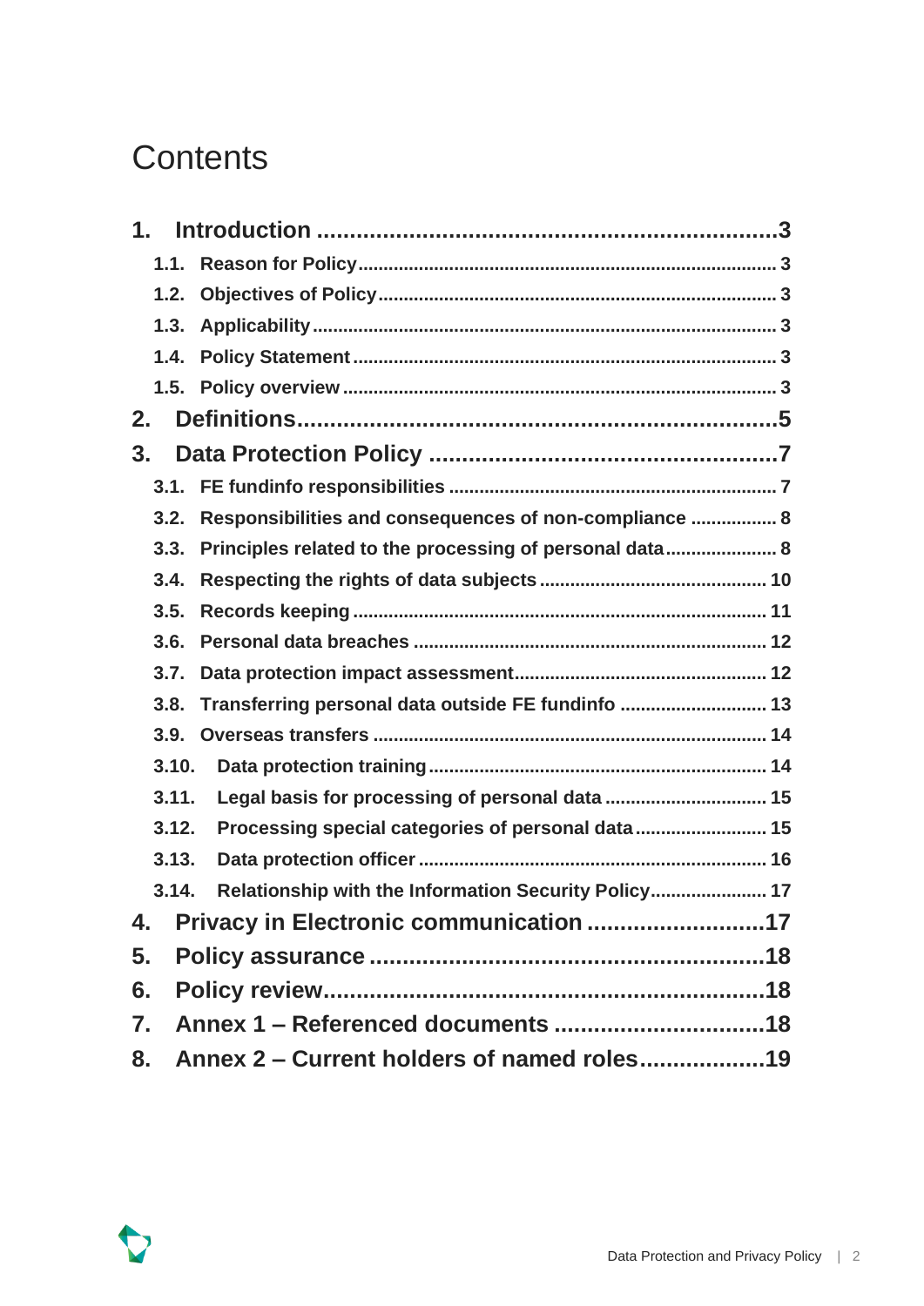# Contents

1. **Introduction** ... 3
   - 1.1. Reason for Policy ... 3
   - 1.2. Objectives of Policy ... 3
   - 1.3. Applicability ... 3
   - 1.4. Policy Statement ... 3
   - 1.5. Policy overview ... 3
2. **Definitions** ... 5
3. **Data Protection Policy** ... 7
   - 3.1. FE fundinfo responsibilities ... 7
   - 3.2. Responsibilities and consequences of non-compliance ... 8
   - 3.3. Principles related to the processing of personal data ... 8
   - 3.4. Respecting the rights of data subjects ... 10
   - 3.5. Records keeping ... 11
   - 3.6. Personal data breaches ... 12
   - 3.7. Data protection impact assessment ... 12
   - 3.8. Transferring personal data outside FE fundinfo ... 13
   - 3.9. Overseas transfers ... 14
   - 3.10. Data protection training ... 14
   - 3.11. Legal basis for processing of personal data ... 15
   - 3.12. Processing special categories of personal data ... 15
   - 3.13. Data protection officer ... 16
   - 3.14. Relationship with the Information Security Policy ... 17
4. **Privacy in Electronic communication** ... 17
5. **Policy assurance** ... 18
6. **Policy review** ... 18
7. **Annex 1 – Referenced documents** ... 18
8. **Annex 2 – Current holders of named roles** ... 19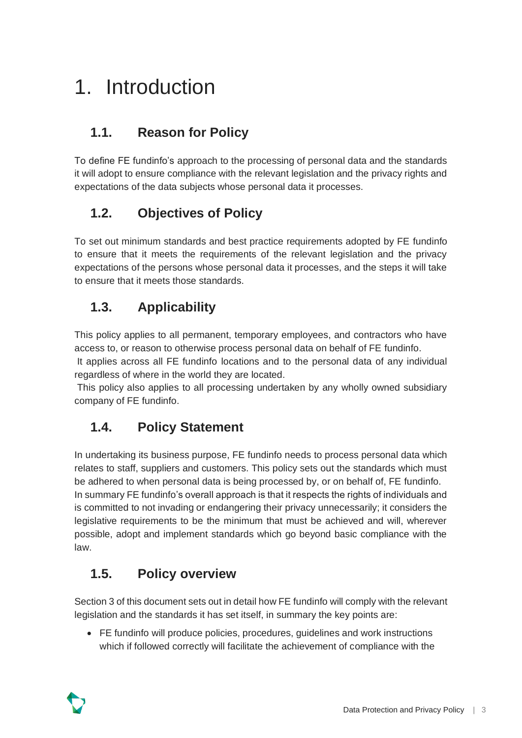# 1. Introduction

## 1.1. Reason for Policy

To define FE fundinfo's approach to the processing of personal data and the standards it will adopt to ensure compliance with the relevant legislation and the privacy rights and expectations of the data subjects whose personal data it processes.

## 1.2. Objectives of Policy

To set out minimum standards and best practice requirements adopted by FE fundinfo to ensure that it meets the requirements of the relevant legislation and the privacy expectations of the persons whose personal data it processes, and the steps it will take to ensure that it meets those standards.

## 1.3. Applicability

This policy applies to all permanent, temporary employees, and contractors who have access to, or reason to otherwise process personal data on behalf of FE fundinfo.

It applies across all FE fundinfo locations and to the personal data of any individual regardless of where in the world they are located.

This policy also applies to all processing undertaken by any wholly owned subsidiary company of FE fundinfo.

## 1.4. Policy Statement

In undertaking its business purpose, FE fundinfo needs to process personal data which relates to staff, suppliers and customers. This policy sets out the standards which must be adhered to when personal data is being processed by, or on behalf of, FE fundinfo.

In summary FE fundinfo's overall approach is that it respects the rights of individuals and is committed to not invading or endangering their privacy unnecessarily; it considers the legislative requirements to be the minimum that must be achieved and will, wherever possible, adopt and implement standards which go beyond basic compliance with the law.

## 1.5. Policy overview

Section 3 of this document sets out in detail how FE fundinfo will comply with the relevant legislation and the standards it has set itself, in summary the key points are:

- FE fundinfo will produce policies, procedures, guidelines and work instructions which if followed correctly will facilitate the achievement of compliance with the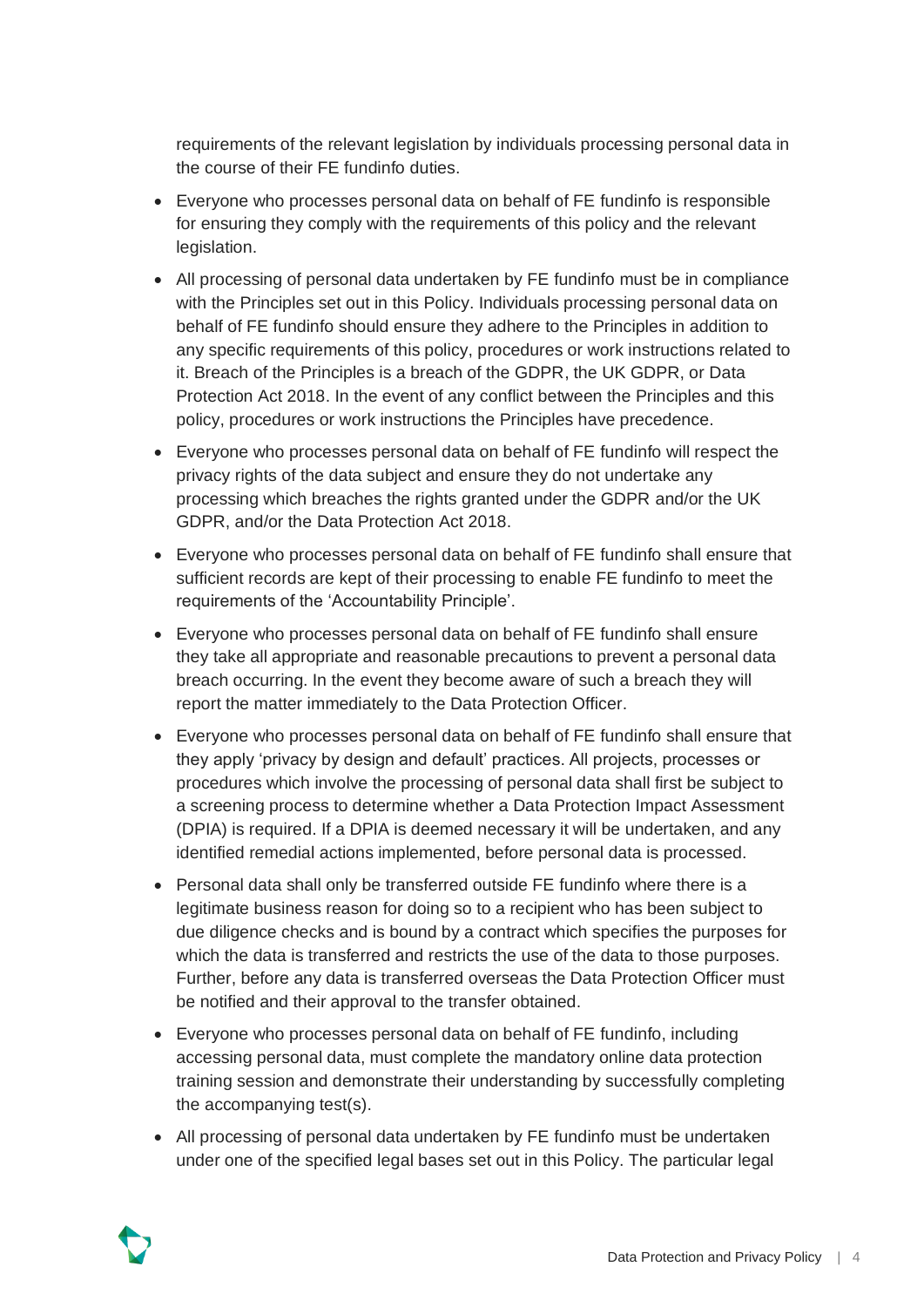requirements of the relevant legislation by individuals processing personal data in the course of their FE fundinfo duties.

- Everyone who processes personal data on behalf of FE fundinfo is responsible for ensuring they comply with the requirements of this policy and the relevant legislation.
- All processing of personal data undertaken by FE fundinfo must be in compliance with the Principles set out in this Policy. Individuals processing personal data on behalf of FE fundinfo should ensure they adhere to the Principles in addition to any specific requirements of this policy, procedures or work instructions related to it. Breach of the Principles is a breach of the GDPR, the UK GDPR, or Data Protection Act 2018. In the event of any conflict between the Principles and this policy, procedures or work instructions the Principles have precedence.
- Everyone who processes personal data on behalf of FE fundinfo will respect the privacy rights of the data subject and ensure they do not undertake any processing which breaches the rights granted under the GDPR and/or the UK GDPR, and/or the Data Protection Act 2018.
- Everyone who processes personal data on behalf of FE fundinfo shall ensure that sufficient records are kept of their processing to enable FE fundinfo to meet the requirements of the 'Accountability Principle'.
- Everyone who processes personal data on behalf of FE fundinfo shall ensure they take all appropriate and reasonable precautions to prevent a personal data breach occurring. In the event they become aware of such a breach they will report the matter immediately to the Data Protection Officer.
- Everyone who processes personal data on behalf of FE fundinfo shall ensure that they apply 'privacy by design and default' practices. All projects, processes or procedures which involve the processing of personal data shall first be subject to a screening process to determine whether a Data Protection Impact Assessment (DPIA) is required. If a DPIA is deemed necessary it will be undertaken, and any identified remedial actions implemented, before personal data is processed.
- Personal data shall only be transferred outside FE fundinfo where there is a legitimate business reason for doing so to a recipient who has been subject to due diligence checks and is bound by a contract which specifies the purposes for which the data is transferred and restricts the use of the data to those purposes. Further, before any data is transferred overseas the Data Protection Officer must be notified and their approval to the transfer obtained.
- Everyone who processes personal data on behalf of FE fundinfo, including accessing personal data, must complete the mandatory online data protection training session and demonstrate their understanding by successfully completing the accompanying test(s).
- All processing of personal data undertaken by FE fundinfo must be undertaken under one of the specified legal bases set out in this Policy. The particular legal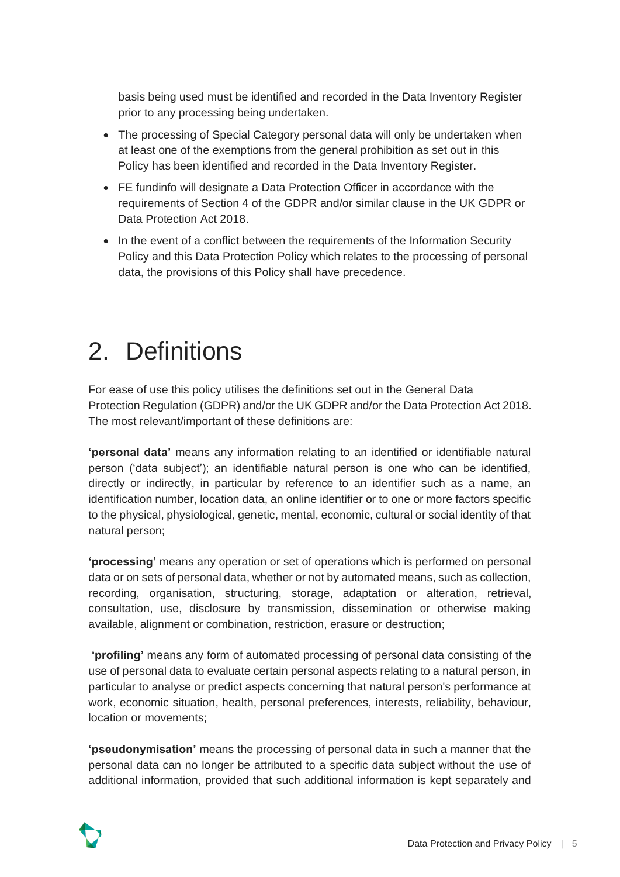basis being used must be identified and recorded in the Data Inventory Register prior to any processing being undertaken.

- The processing of Special Category personal data will only be undertaken when at least one of the exemptions from the general prohibition as set out in this Policy has been identified and recorded in the Data Inventory Register.
- FE fundinfo will designate a Data Protection Officer in accordance with the requirements of Section 4 of the GDPR and/or similar clause in the UK GDPR or Data Protection Act 2018.
- In the event of a conflict between the requirements of the Information Security Policy and this Data Protection Policy which relates to the processing of personal data, the provisions of this Policy shall have precedence.

# 2. Definitions

For ease of use this policy utilises the definitions set out in the General Data Protection Regulation (GDPR) and/or the UK GDPR and/or the Data Protection Act 2018. The most relevant/important of these definitions are:

**'personal data'** means any information relating to an identified or identifiable natural person ('data subject'); an identifiable natural person is one who can be identified, directly or indirectly, in particular by reference to an identifier such as a name, an identification number, location data, an online identifier or to one or more factors specific to the physical, physiological, genetic, mental, economic, cultural or social identity of that natural person;

**'processing'** means any operation or set of operations which is performed on personal data or on sets of personal data, whether or not by automated means, such as collection, recording, organisation, structuring, storage, adaptation or alteration, retrieval, consultation, use, disclosure by transmission, dissemination or otherwise making available, alignment or combination, restriction, erasure or destruction;

**'profiling'** means any form of automated processing of personal data consisting of the use of personal data to evaluate certain personal aspects relating to a natural person, in particular to analyse or predict aspects concerning that natural person's performance at work, economic situation, health, personal preferences, interests, reliability, behaviour, location or movements;

**'pseudonymisation'** means the processing of personal data in such a manner that the personal data can no longer be attributed to a specific data subject without the use of additional information, provided that such additional information is kept separately and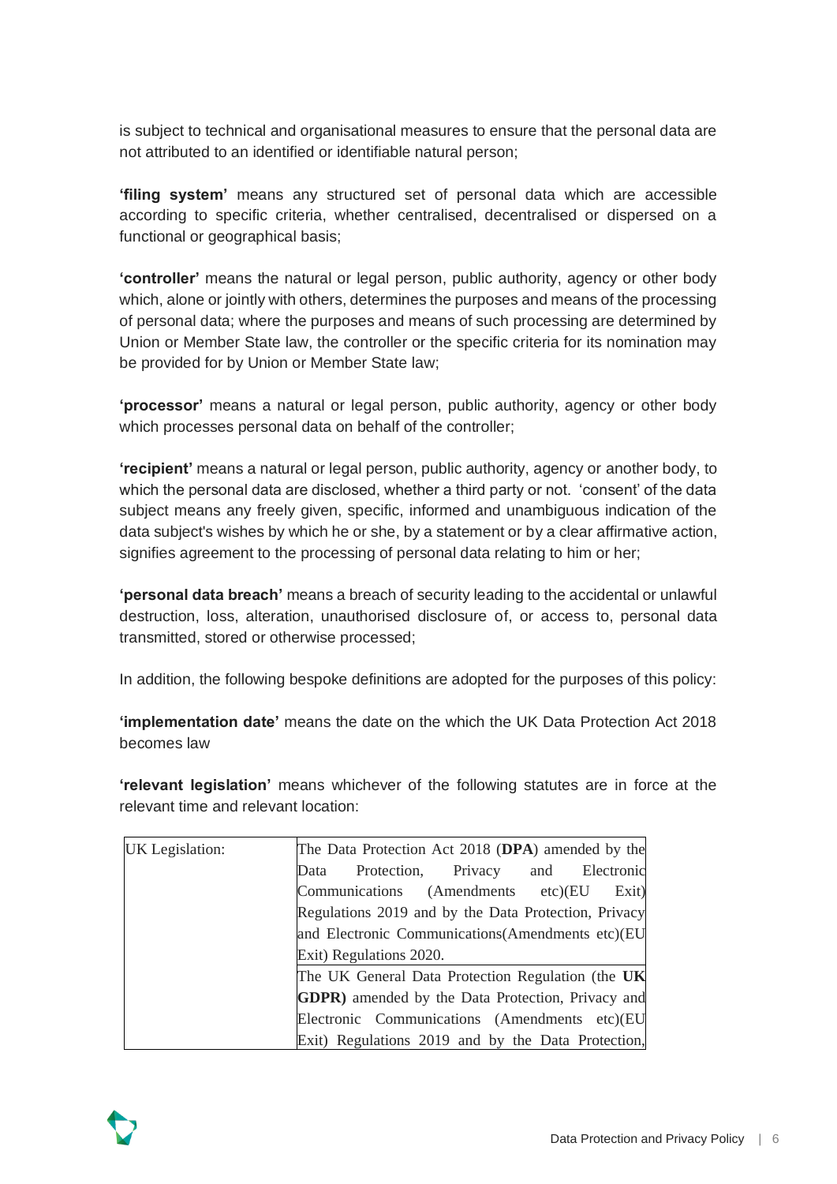is subject to technical and organisational measures to ensure that the personal data are not attributed to an identified or identifiable natural person;

**'filing system'** means any structured set of personal data which are accessible according to specific criteria, whether centralised, decentralised or dispersed on a functional or geographical basis;

**'controller'** means the natural or legal person, public authority, agency or other body which, alone or jointly with others, determines the purposes and means of the processing of personal data; where the purposes and means of such processing are determined by Union or Member State law, the controller or the specific criteria for its nomination may be provided for by Union or Member State law;

**'processor'** means a natural or legal person, public authority, agency or other body which processes personal data on behalf of the controller;

**'recipient'** means a natural or legal person, public authority, agency or another body, to which the personal data are disclosed, whether a third party or not. 'consent' of the data subject means any freely given, specific, informed and unambiguous indication of the data subject's wishes by which he or she, by a statement or by a clear affirmative action, signifies agreement to the processing of personal data relating to him or her;

**'personal data breach'** means a breach of security leading to the accidental or unlawful destruction, loss, alteration, unauthorised disclosure of, or access to, personal data transmitted, stored or otherwise processed;

In addition, the following bespoke definitions are adopted for the purposes of this policy:

**'implementation date'** means the date on the which the UK Data Protection Act 2018 becomes law

**'relevant legislation'** means whichever of the following statutes are in force at the relevant time and relevant location:

| | |
|---|---|
| UK Legislation: | The Data Protection Act 2018 (**DPA**) amended by the Data Protection, Privacy and Electronic Communications (Amendments etc)(EU Exit) Regulations 2019 and by the Data Protection, Privacy and Electronic Communications(Amendments etc)(EU Exit) Regulations 2020. |
| | The UK General Data Protection Regulation (the **UK GDPR)** amended by the Data Protection, Privacy and Electronic Communications (Amendments etc)(EU Exit) Regulations 2019 and by the Data Protection, |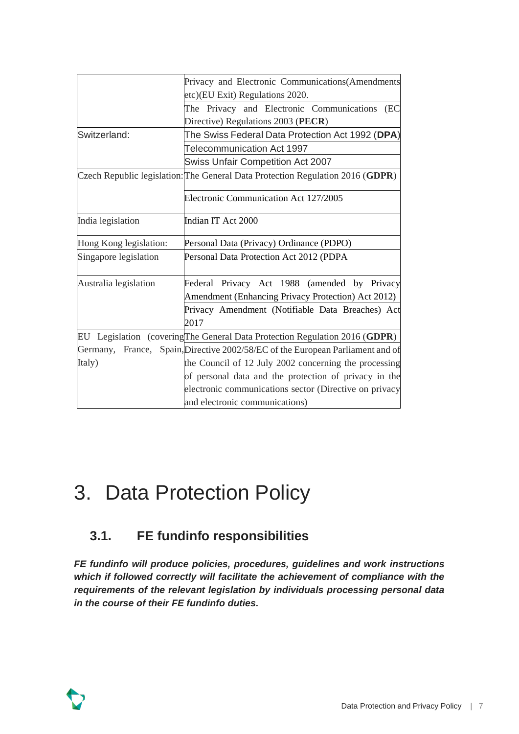| | |
|---|---|
| | Privacy and Electronic Communications(Amendments etc)(EU Exit) Regulations 2020. |
| | The Privacy and Electronic Communications (EC Directive) Regulations 2003 (**PECR**) |
| Switzerland: | The Swiss Federal Data Protection Act 1992 (**DPA**) |
| | Telecommunication Act 1997 |
| | Swiss Unfair Competition Act 2007 |
| Czech Republic legislation: | The General Data Protection Regulation 2016 (**GDPR**) |
| | Electronic Communication Act 127/2005 |
| India legislation | Indian IT Act 2000 |
| Hong Kong legislation: | Personal Data (Privacy) Ordinance (PDPO) |
| Singapore legislation | Personal Data Protection Act 2012 (PDPA |
| Australia legislation | Federal Privacy Act 1988 (amended by Privacy Amendment (Enhancing Privacy Protection) Act 2012) |
| | Privacy Amendment (Notifiable Data Breaches) Act 2017 |
| EU Legislation (covering Germany, France, Spain, Italy) | The General Data Protection Regulation 2016 (**GDPR**) |
| | Directive 2002/58/EC of the European Parliament and of the Council of 12 July 2002 concerning the processing of personal data and the protection of privacy in the electronic communications sector (Directive on privacy and electronic communications) |

# 3. Data Protection Policy

## 3.1. FE fundinfo responsibilities

***FE fundinfo will produce policies, procedures, guidelines and work instructions which if followed correctly will facilitate the achievement of compliance with the requirements of the relevant legislation by individuals processing personal data in the course of their FE fundinfo duties.***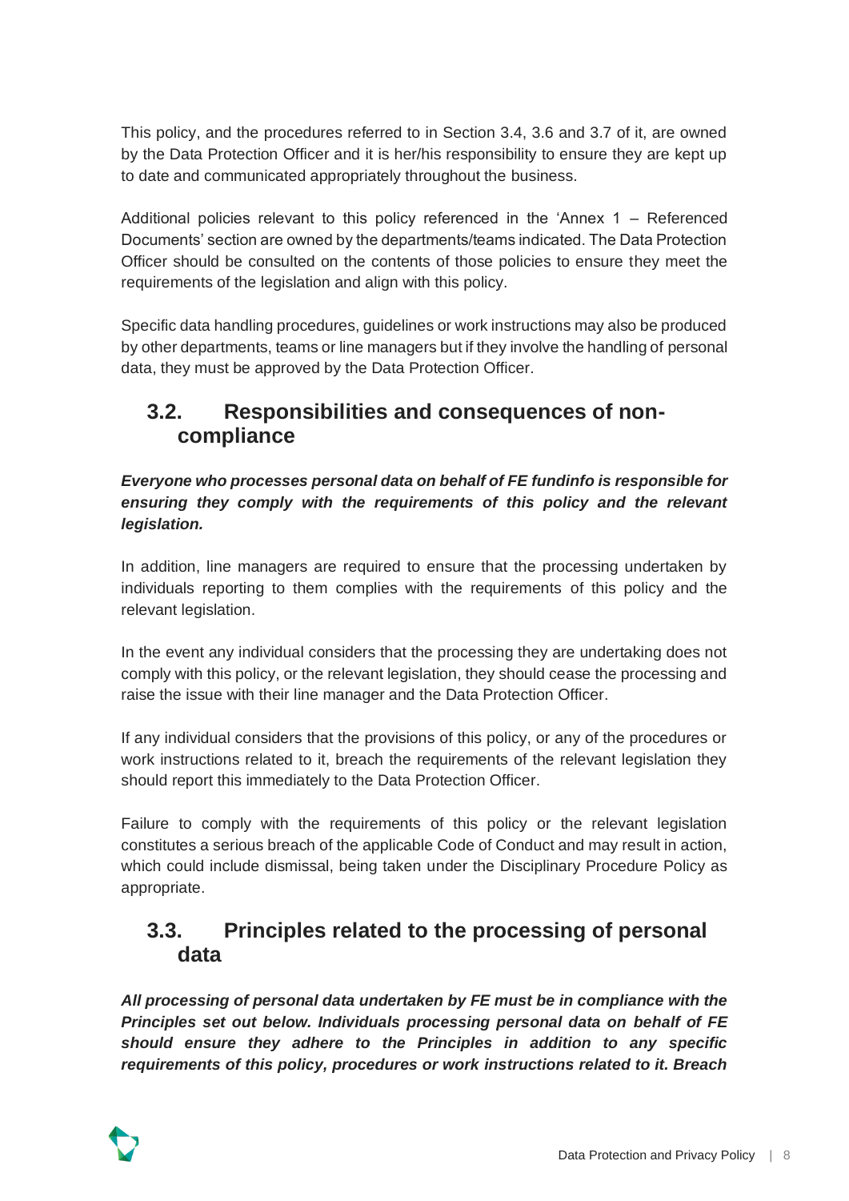This policy, and the procedures referred to in Section 3.4, 3.6 and 3.7 of it, are owned by the Data Protection Officer and it is her/his responsibility to ensure they are kept up to date and communicated appropriately throughout the business.

Additional policies relevant to this policy referenced in the 'Annex 1 – Referenced Documents' section are owned by the departments/teams indicated. The Data Protection Officer should be consulted on the contents of those policies to ensure they meet the requirements of the legislation and align with this policy.

Specific data handling procedures, guidelines or work instructions may also be produced by other departments, teams or line managers but if they involve the handling of personal data, they must be approved by the Data Protection Officer.

## 3.2. Responsibilities and consequences of non-compliance

***Everyone who processes personal data on behalf of FE fundinfo is responsible for ensuring they comply with the requirements of this policy and the relevant legislation.***

In addition, line managers are required to ensure that the processing undertaken by individuals reporting to them complies with the requirements of this policy and the relevant legislation.

In the event any individual considers that the processing they are undertaking does not comply with this policy, or the relevant legislation, they should cease the processing and raise the issue with their line manager and the Data Protection Officer.

If any individual considers that the provisions of this policy, or any of the procedures or work instructions related to it, breach the requirements of the relevant legislation they should report this immediately to the Data Protection Officer.

Failure to comply with the requirements of this policy or the relevant legislation constitutes a serious breach of the applicable Code of Conduct and may result in action, which could include dismissal, being taken under the Disciplinary Procedure Policy as appropriate.

## 3.3. Principles related to the processing of personal data

***All processing of personal data undertaken by FE must be in compliance with the Principles set out below. Individuals processing personal data on behalf of FE should ensure they adhere to the Principles in addition to any specific requirements of this policy, procedures or work instructions related to it. Breach***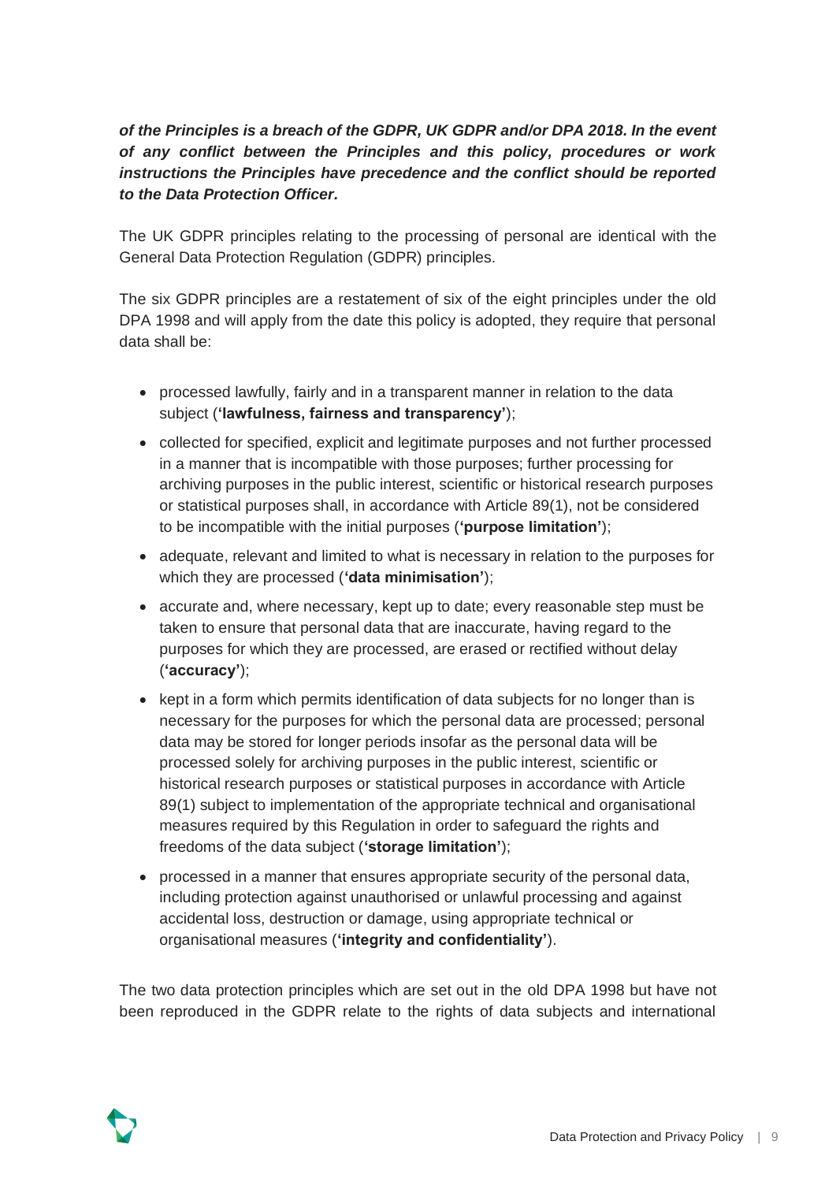***of the Principles is a breach of the GDPR, UK GDPR and/or DPA 2018. In the event of any conflict between the Principles and this policy, procedures or work instructions the Principles have precedence and the conflict should be reported to the Data Protection Officer.***

The UK GDPR principles relating to the processing of personal are identical with the General Data Protection Regulation (GDPR) principles.

The six GDPR principles are a restatement of six of the eight principles under the old DPA 1998 and will apply from the date this policy is adopted, they require that personal data shall be:

- processed lawfully, fairly and in a transparent manner in relation to the data subject (**'lawfulness, fairness and transparency'**);
- collected for specified, explicit and legitimate purposes and not further processed in a manner that is incompatible with those purposes; further processing for archiving purposes in the public interest, scientific or historical research purposes or statistical purposes shall, in accordance with Article 89(1), not be considered to be incompatible with the initial purposes (**'purpose limitation'**);
- adequate, relevant and limited to what is necessary in relation to the purposes for which they are processed (**'data minimisation'**);
- accurate and, where necessary, kept up to date; every reasonable step must be taken to ensure that personal data that are inaccurate, having regard to the purposes for which they are processed, are erased or rectified without delay (**'accuracy'**);
- kept in a form which permits identification of data subjects for no longer than is necessary for the purposes for which the personal data are processed; personal data may be stored for longer periods insofar as the personal data will be processed solely for archiving purposes in the public interest, scientific or historical research purposes or statistical purposes in accordance with Article 89(1) subject to implementation of the appropriate technical and organisational measures required by this Regulation in order to safeguard the rights and freedoms of the data subject (**'storage limitation'**);
- processed in a manner that ensures appropriate security of the personal data, including protection against unauthorised or unlawful processing and against accidental loss, destruction or damage, using appropriate technical or organisational measures (**'integrity and confidentiality'**).

The two data protection principles which are set out in the old DPA 1998 but have not been reproduced in the GDPR relate to the rights of data subjects and international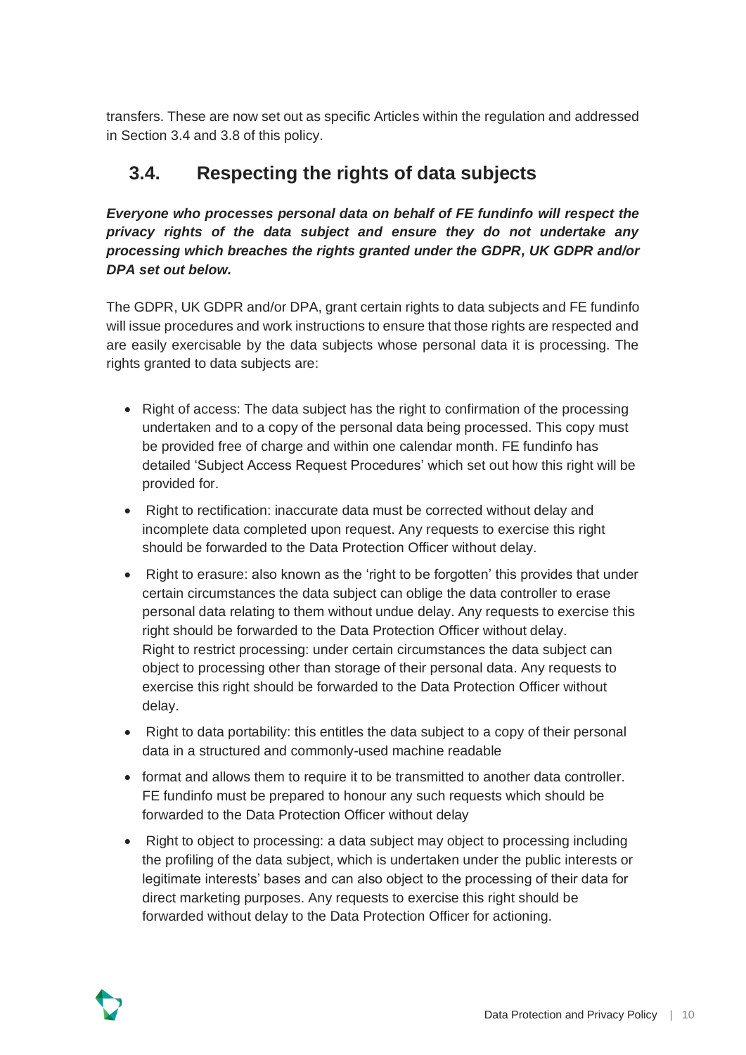transfers. These are now set out as specific Articles within the regulation and addressed in Section 3.4 and 3.8 of this policy.

## 3.4. Respecting the rights of data subjects

***Everyone who processes personal data on behalf of FE fundinfo will respect the privacy rights of the data subject and ensure they do not undertake any processing which breaches the rights granted under the GDPR, UK GDPR and/or DPA set out below.***

The GDPR, UK GDPR and/or DPA, grant certain rights to data subjects and FE fundinfo will issue procedures and work instructions to ensure that those rights are respected and are easily exercisable by the data subjects whose personal data it is processing. The rights granted to data subjects are:

- Right of access: The data subject has the right to confirmation of the processing undertaken and to a copy of the personal data being processed. This copy must be provided free of charge and within one calendar month. FE fundinfo has detailed 'Subject Access Request Procedures' which set out how this right will be provided for.
- Right to rectification: inaccurate data must be corrected without delay and incomplete data completed upon request. Any requests to exercise this right should be forwarded to the Data Protection Officer without delay.
- Right to erasure: also known as the 'right to be forgotten' this provides that under certain circumstances the data subject can oblige the data controller to erase personal data relating to them without undue delay. Any requests to exercise this right should be forwarded to the Data Protection Officer without delay. Right to restrict processing: under certain circumstances the data subject can object to processing other than storage of their personal data. Any requests to exercise this right should be forwarded to the Data Protection Officer without delay.
- Right to data portability: this entitles the data subject to a copy of their personal data in a structured and commonly-used machine readable
- format and allows them to require it to be transmitted to another data controller. FE fundinfo must be prepared to honour any such requests which should be forwarded to the Data Protection Officer without delay
- Right to object to processing: a data subject may object to processing including the profiling of the data subject, which is undertaken under the public interests or legitimate interests' bases and can also object to the processing of their data for direct marketing purposes. Any requests to exercise this right should be forwarded without delay to the Data Protection Officer for actioning.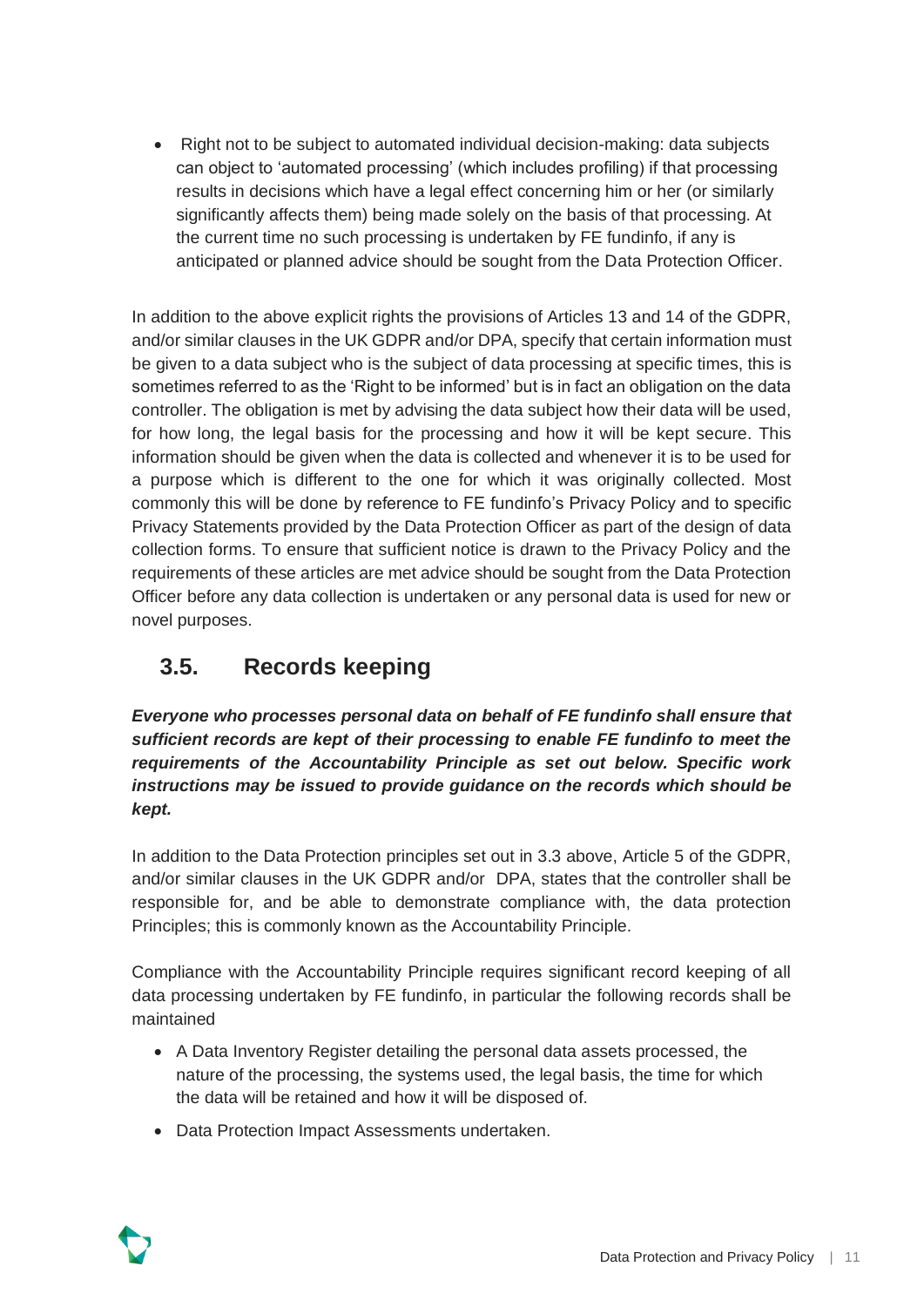- Right not to be subject to automated individual decision-making: data subjects can object to 'automated processing' (which includes profiling) if that processing results in decisions which have a legal effect concerning him or her (or similarly significantly affects them) being made solely on the basis of that processing. At the current time no such processing is undertaken by FE fundinfo, if any is anticipated or planned advice should be sought from the Data Protection Officer.

In addition to the above explicit rights the provisions of Articles 13 and 14 of the GDPR, and/or similar clauses in the UK GDPR and/or DPA, specify that certain information must be given to a data subject who is the subject of data processing at specific times, this is sometimes referred to as the 'Right to be informed' but is in fact an obligation on the data controller. The obligation is met by advising the data subject how their data will be used, for how long, the legal basis for the processing and how it will be kept secure. This information should be given when the data is collected and whenever it is to be used for a purpose which is different to the one for which it was originally collected. Most commonly this will be done by reference to FE fundinfo's Privacy Policy and to specific Privacy Statements provided by the Data Protection Officer as part of the design of data collection forms. To ensure that sufficient notice is drawn to the Privacy Policy and the requirements of these articles are met advice should be sought from the Data Protection Officer before any data collection is undertaken or any personal data is used for new or novel purposes.

## 3.5. Records keeping

***Everyone who processes personal data on behalf of FE fundinfo shall ensure that sufficient records are kept of their processing to enable FE fundinfo to meet the requirements of the Accountability Principle as set out below. Specific work instructions may be issued to provide guidance on the records which should be kept.***

In addition to the Data Protection principles set out in 3.3 above, Article 5 of the GDPR, and/or similar clauses in the UK GDPR and/or DPA, states that the controller shall be responsible for, and be able to demonstrate compliance with, the data protection Principles; this is commonly known as the Accountability Principle.

Compliance with the Accountability Principle requires significant record keeping of all data processing undertaken by FE fundinfo, in particular the following records shall be maintained

- A Data Inventory Register detailing the personal data assets processed, the nature of the processing, the systems used, the legal basis, the time for which the data will be retained and how it will be disposed of.
- Data Protection Impact Assessments undertaken.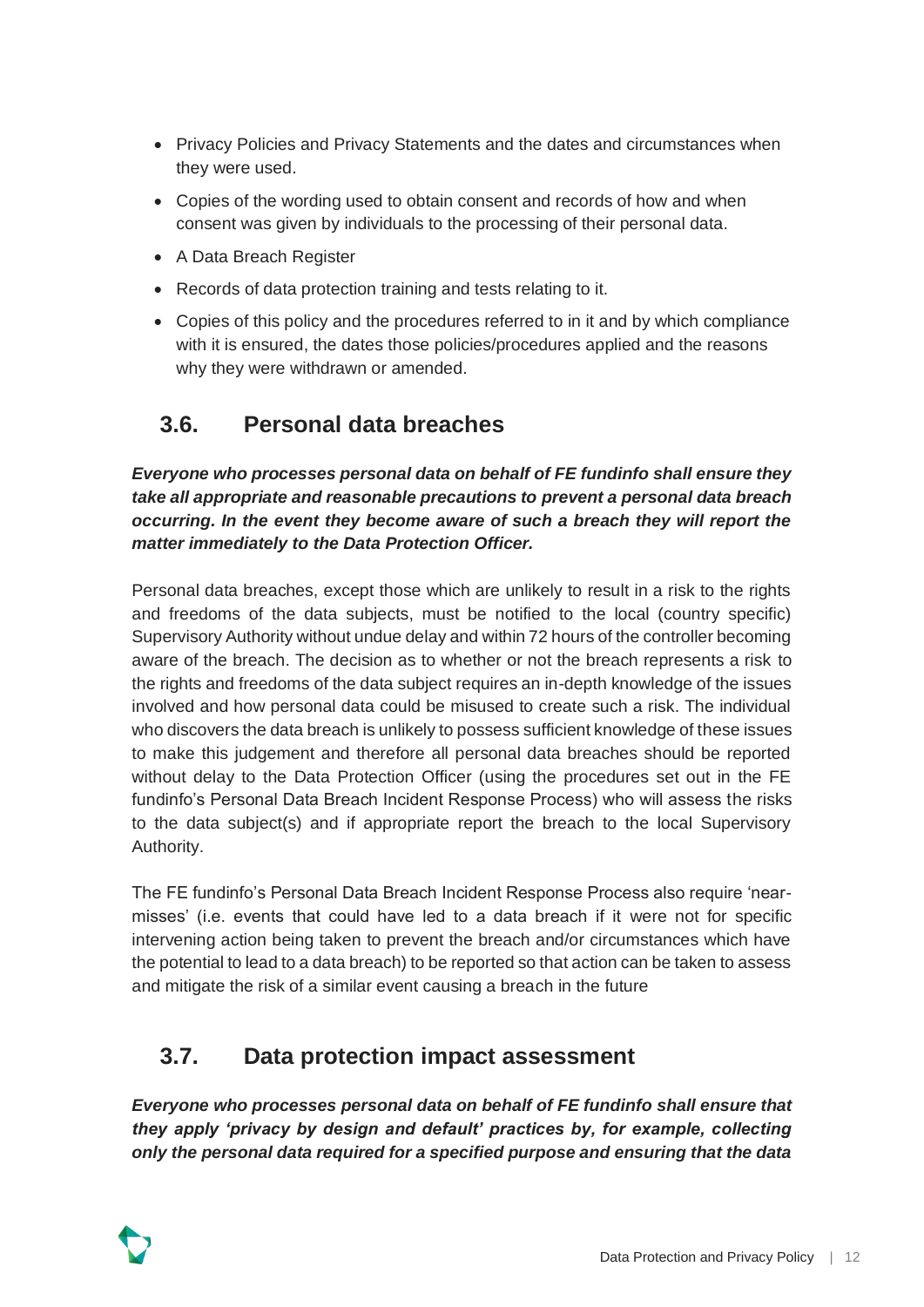- Privacy Policies and Privacy Statements and the dates and circumstances when they were used.
- Copies of the wording used to obtain consent and records of how and when consent was given by individuals to the processing of their personal data.
- A Data Breach Register
- Records of data protection training and tests relating to it.
- Copies of this policy and the procedures referred to in it and by which compliance with it is ensured, the dates those policies/procedures applied and the reasons why they were withdrawn or amended.

## 3.6. Personal data breaches

***Everyone who processes personal data on behalf of FE fundinfo shall ensure they take all appropriate and reasonable precautions to prevent a personal data breach occurring. In the event they become aware of such a breach they will report the matter immediately to the Data Protection Officer.***

Personal data breaches, except those which are unlikely to result in a risk to the rights and freedoms of the data subjects, must be notified to the local (country specific) Supervisory Authority without undue delay and within 72 hours of the controller becoming aware of the breach. The decision as to whether or not the breach represents a risk to the rights and freedoms of the data subject requires an in-depth knowledge of the issues involved and how personal data could be misused to create such a risk. The individual who discovers the data breach is unlikely to possess sufficient knowledge of these issues to make this judgement and therefore all personal data breaches should be reported without delay to the Data Protection Officer (using the procedures set out in the FE fundinfo's Personal Data Breach Incident Response Process) who will assess the risks to the data subject(s) and if appropriate report the breach to the local Supervisory Authority.

The FE fundinfo's Personal Data Breach Incident Response Process also require 'near-misses' (i.e. events that could have led to a data breach if it were not for specific intervening action being taken to prevent the breach and/or circumstances which have the potential to lead to a data breach) to be reported so that action can be taken to assess and mitigate the risk of a similar event causing a breach in the future

## 3.7. Data protection impact assessment

***Everyone who processes personal data on behalf of FE fundinfo shall ensure that they apply 'privacy by design and default' practices by, for example, collecting only the personal data required for a specified purpose and ensuring that the data***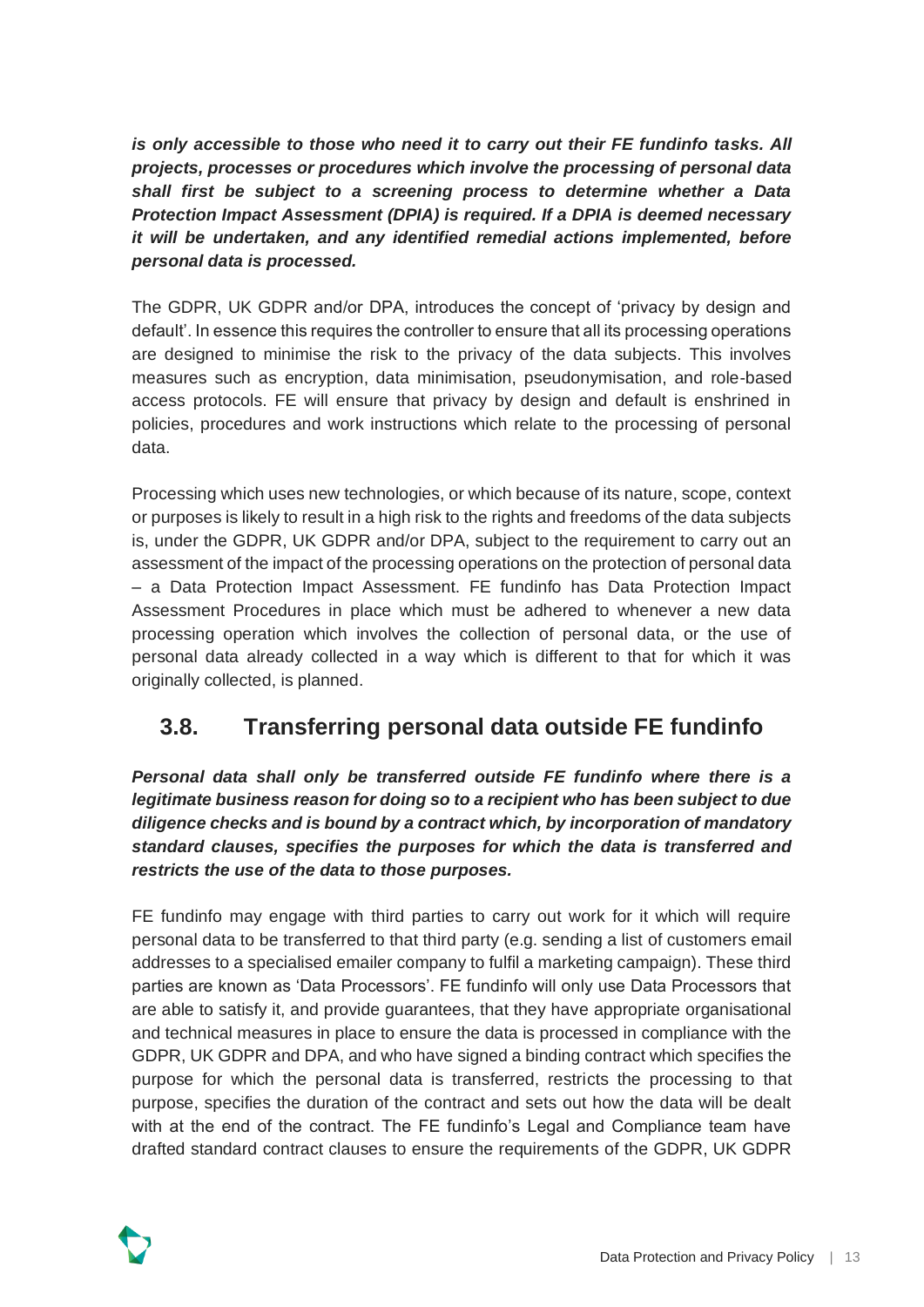***is only accessible to those who need it to carry out their FE fundinfo tasks. All projects, processes or procedures which involve the processing of personal data shall first be subject to a screening process to determine whether a Data Protection Impact Assessment (DPIA) is required. If a DPIA is deemed necessary it will be undertaken, and any identified remedial actions implemented, before personal data is processed.***

The GDPR, UK GDPR and/or DPA, introduces the concept of 'privacy by design and default'. In essence this requires the controller to ensure that all its processing operations are designed to minimise the risk to the privacy of the data subjects. This involves measures such as encryption, data minimisation, pseudonymisation, and role-based access protocols. FE will ensure that privacy by design and default is enshrined in policies, procedures and work instructions which relate to the processing of personal data.

Processing which uses new technologies, or which because of its nature, scope, context or purposes is likely to result in a high risk to the rights and freedoms of the data subjects is, under the GDPR, UK GDPR and/or DPA, subject to the requirement to carry out an assessment of the impact of the processing operations on the protection of personal data – a Data Protection Impact Assessment. FE fundinfo has Data Protection Impact Assessment Procedures in place which must be adhered to whenever a new data processing operation which involves the collection of personal data, or the use of personal data already collected in a way which is different to that for which it was originally collected, is planned.

## 3.8. Transferring personal data outside FE fundinfo

***Personal data shall only be transferred outside FE fundinfo where there is a legitimate business reason for doing so to a recipient who has been subject to due diligence checks and is bound by a contract which, by incorporation of mandatory standard clauses, specifies the purposes for which the data is transferred and restricts the use of the data to those purposes.***

FE fundinfo may engage with third parties to carry out work for it which will require personal data to be transferred to that third party (e.g. sending a list of customers email addresses to a specialised emailer company to fulfil a marketing campaign). These third parties are known as 'Data Processors'. FE fundinfo will only use Data Processors that are able to satisfy it, and provide guarantees, that they have appropriate organisational and technical measures in place to ensure the data is processed in compliance with the GDPR, UK GDPR and DPA, and who have signed a binding contract which specifies the purpose for which the personal data is transferred, restricts the processing to that purpose, specifies the duration of the contract and sets out how the data will be dealt with at the end of the contract. The FE fundinfo's Legal and Compliance team have drafted standard contract clauses to ensure the requirements of the GDPR, UK GDPR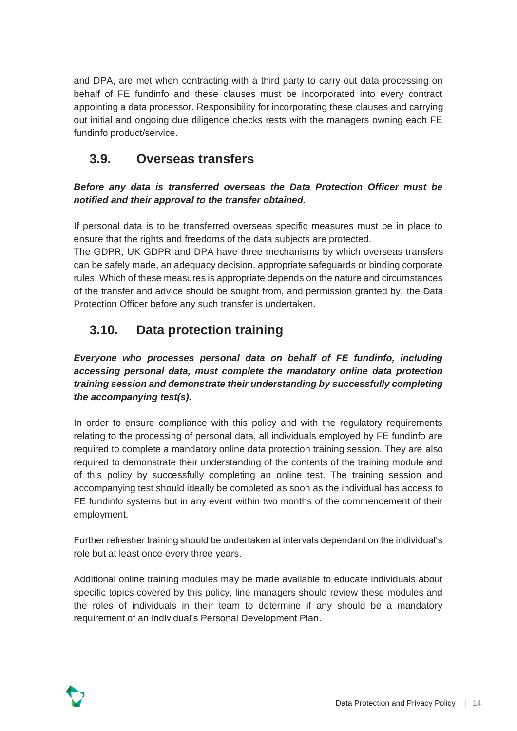and DPA, are met when contracting with a third party to carry out data processing on behalf of FE fundinfo and these clauses must be incorporated into every contract appointing a data processor. Responsibility for incorporating these clauses and carrying out initial and ongoing due diligence checks rests with the managers owning each FE fundinfo product/service.

## 3.9. Overseas transfers

***Before any data is transferred overseas the Data Protection Officer must be notified and their approval to the transfer obtained.***

If personal data is to be transferred overseas specific measures must be in place to ensure that the rights and freedoms of the data subjects are protected.
The GDPR, UK GDPR and DPA have three mechanisms by which overseas transfers can be safely made, an adequacy decision, appropriate safeguards or binding corporate rules. Which of these measures is appropriate depends on the nature and circumstances of the transfer and advice should be sought from, and permission granted by, the Data Protection Officer before any such transfer is undertaken.

## 3.10. Data protection training

***Everyone who processes personal data on behalf of FE fundinfo, including accessing personal data, must complete the mandatory online data protection training session and demonstrate their understanding by successfully completing the accompanying test(s).***

In order to ensure compliance with this policy and with the regulatory requirements relating to the processing of personal data, all individuals employed by FE fundinfo are required to complete a mandatory online data protection training session. They are also required to demonstrate their understanding of the contents of the training module and of this policy by successfully completing an online test. The training session and accompanying test should ideally be completed as soon as the individual has access to FE fundinfo systems but in any event within two months of the commencement of their employment.

Further refresher training should be undertaken at intervals dependant on the individual's role but at least once every three years.

Additional online training modules may be made available to educate individuals about specific topics covered by this policy, line managers should review these modules and the roles of individuals in their team to determine if any should be a mandatory requirement of an individual's Personal Development Plan.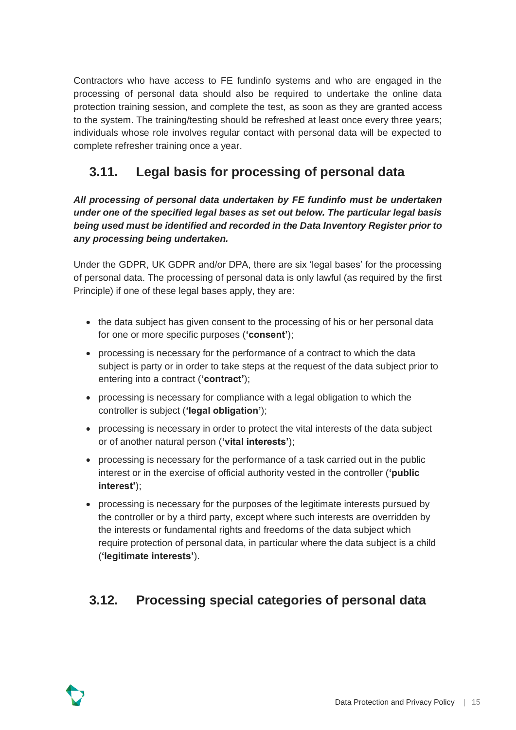Contractors who have access to FE fundinfo systems and who are engaged in the processing of personal data should also be required to undertake the online data protection training session, and complete the test, as soon as they are granted access to the system. The training/testing should be refreshed at least once every three years; individuals whose role involves regular contact with personal data will be expected to complete refresher training once a year.

## 3.11. Legal basis for processing of personal data

***All processing of personal data undertaken by FE fundinfo must be undertaken under one of the specified legal bases as set out below. The particular legal basis being used must be identified and recorded in the Data Inventory Register prior to any processing being undertaken.***

Under the GDPR, UK GDPR and/or DPA, there are six 'legal bases' for the processing of personal data. The processing of personal data is only lawful (as required by the first Principle) if one of these legal bases apply, they are:

- the data subject has given consent to the processing of his or her personal data for one or more specific purposes (**'consent'**);
- processing is necessary for the performance of a contract to which the data subject is party or in order to take steps at the request of the data subject prior to entering into a contract (**'contract'**);
- processing is necessary for compliance with a legal obligation to which the controller is subject (**'legal obligation'**);
- processing is necessary in order to protect the vital interests of the data subject or of another natural person (**'vital interests'**);
- processing is necessary for the performance of a task carried out in the public interest or in the exercise of official authority vested in the controller (**'public interest'**);
- processing is necessary for the purposes of the legitimate interests pursued by the controller or by a third party, except where such interests are overridden by the interests or fundamental rights and freedoms of the data subject which require protection of personal data, in particular where the data subject is a child (**'legitimate interests'**).

## 3.12. Processing special categories of personal data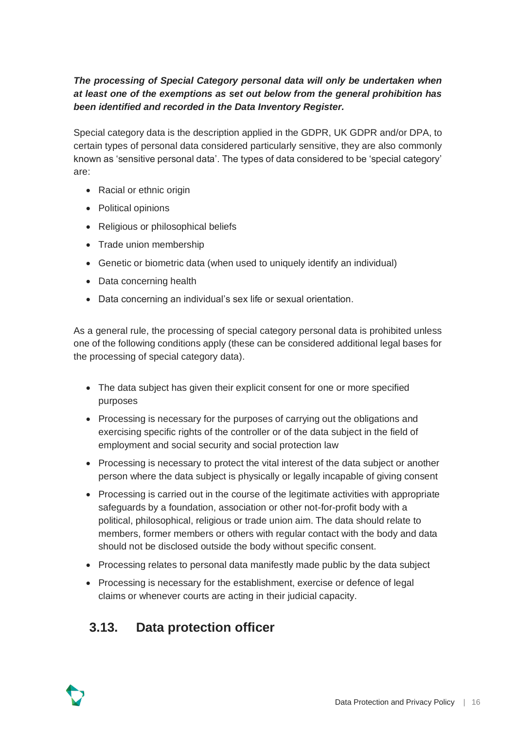***The processing of Special Category personal data will only be undertaken when at least one of the exemptions as set out below from the general prohibition has been identified and recorded in the Data Inventory Register.***

Special category data is the description applied in the GDPR, UK GDPR and/or DPA, to certain types of personal data considered particularly sensitive, they are also commonly known as 'sensitive personal data'. The types of data considered to be 'special category' are:

- Racial or ethnic origin
- Political opinions
- Religious or philosophical beliefs
- Trade union membership
- Genetic or biometric data (when used to uniquely identify an individual)
- Data concerning health
- Data concerning an individual's sex life or sexual orientation.

As a general rule, the processing of special category personal data is prohibited unless one of the following conditions apply (these can be considered additional legal bases for the processing of special category data).

- The data subject has given their explicit consent for one or more specified purposes
- Processing is necessary for the purposes of carrying out the obligations and exercising specific rights of the controller or of the data subject in the field of employment and social security and social protection law
- Processing is necessary to protect the vital interest of the data subject or another person where the data subject is physically or legally incapable of giving consent
- Processing is carried out in the course of the legitimate activities with appropriate safeguards by a foundation, association or other not-for-profit body with a political, philosophical, religious or trade union aim. The data should relate to members, former members or others with regular contact with the body and data should not be disclosed outside the body without specific consent.
- Processing relates to personal data manifestly made public by the data subject
- Processing is necessary for the establishment, exercise or defence of legal claims or whenever courts are acting in their judicial capacity.

## 3.13. Data protection officer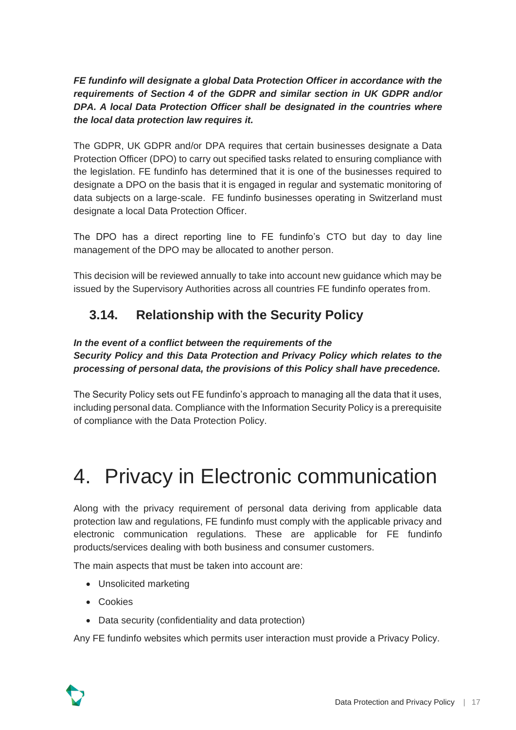***FE fundinfo will designate a global Data Protection Officer in accordance with the requirements of Section 4 of the GDPR and similar section in UK GDPR and/or DPA. A local Data Protection Officer shall be designated in the countries where the local data protection law requires it.***

The GDPR, UK GDPR and/or DPA requires that certain businesses designate a Data Protection Officer (DPO) to carry out specified tasks related to ensuring compliance with the legislation. FE fundinfo has determined that it is one of the businesses required to designate a DPO on the basis that it is engaged in regular and systematic monitoring of data subjects on a large-scale. FE fundinfo businesses operating in Switzerland must designate a local Data Protection Officer.

The DPO has a direct reporting line to FE fundinfo's CTO but day to day line management of the DPO may be allocated to another person.

This decision will be reviewed annually to take into account new guidance which may be issued by the Supervisory Authorities across all countries FE fundinfo operates from.

### 3.14. Relationship with the Security Policy

***In the event of a conflict between the requirements of the Security Policy and this Data Protection and Privacy Policy which relates to the processing of personal data, the provisions of this Policy shall have precedence.***

The Security Policy sets out FE fundinfo's approach to managing all the data that it uses, including personal data. Compliance with the Information Security Policy is a prerequisite of compliance with the Data Protection Policy.

# 4. Privacy in Electronic communication

Along with the privacy requirement of personal data deriving from applicable data protection law and regulations, FE fundinfo must comply with the applicable privacy and electronic communication regulations. These are applicable for FE fundinfo products/services dealing with both business and consumer customers.

The main aspects that must be taken into account are:

- Unsolicited marketing
- Cookies
- Data security (confidentiality and data protection)

Any FE fundinfo websites which permits user interaction must provide a Privacy Policy.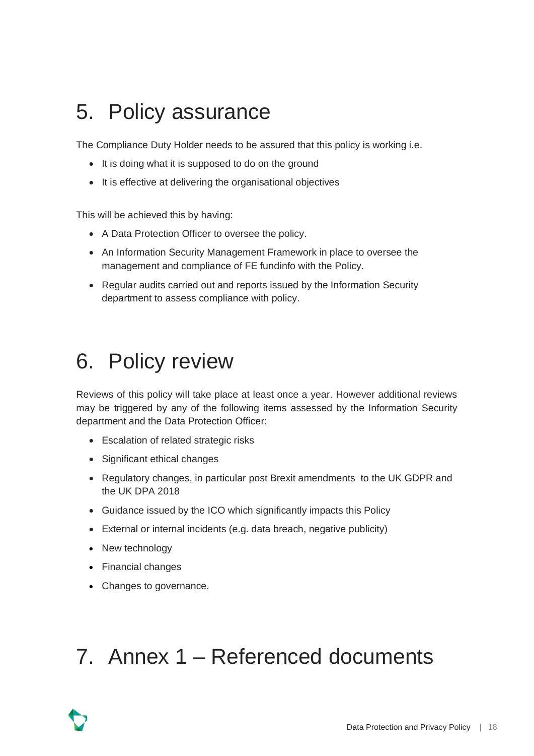# 5. Policy assurance

The Compliance Duty Holder needs to be assured that this policy is working i.e.

- It is doing what it is supposed to do on the ground
- It is effective at delivering the organisational objectives

This will be achieved this by having:

- A Data Protection Officer to oversee the policy.
- An Information Security Management Framework in place to oversee the management and compliance of FE fundinfo with the Policy.
- Regular audits carried out and reports issued by the Information Security department to assess compliance with policy.

# 6. Policy review

Reviews of this policy will take place at least once a year. However additional reviews may be triggered by any of the following items assessed by the Information Security department and the Data Protection Officer:

- Escalation of related strategic risks
- Significant ethical changes
- Regulatory changes, in particular post Brexit amendments to the UK GDPR and the UK DPA 2018
- Guidance issued by the ICO which significantly impacts this Policy
- External or internal incidents (e.g. data breach, negative publicity)
- New technology
- Financial changes
- Changes to governance.

# 7. Annex 1 – Referenced documents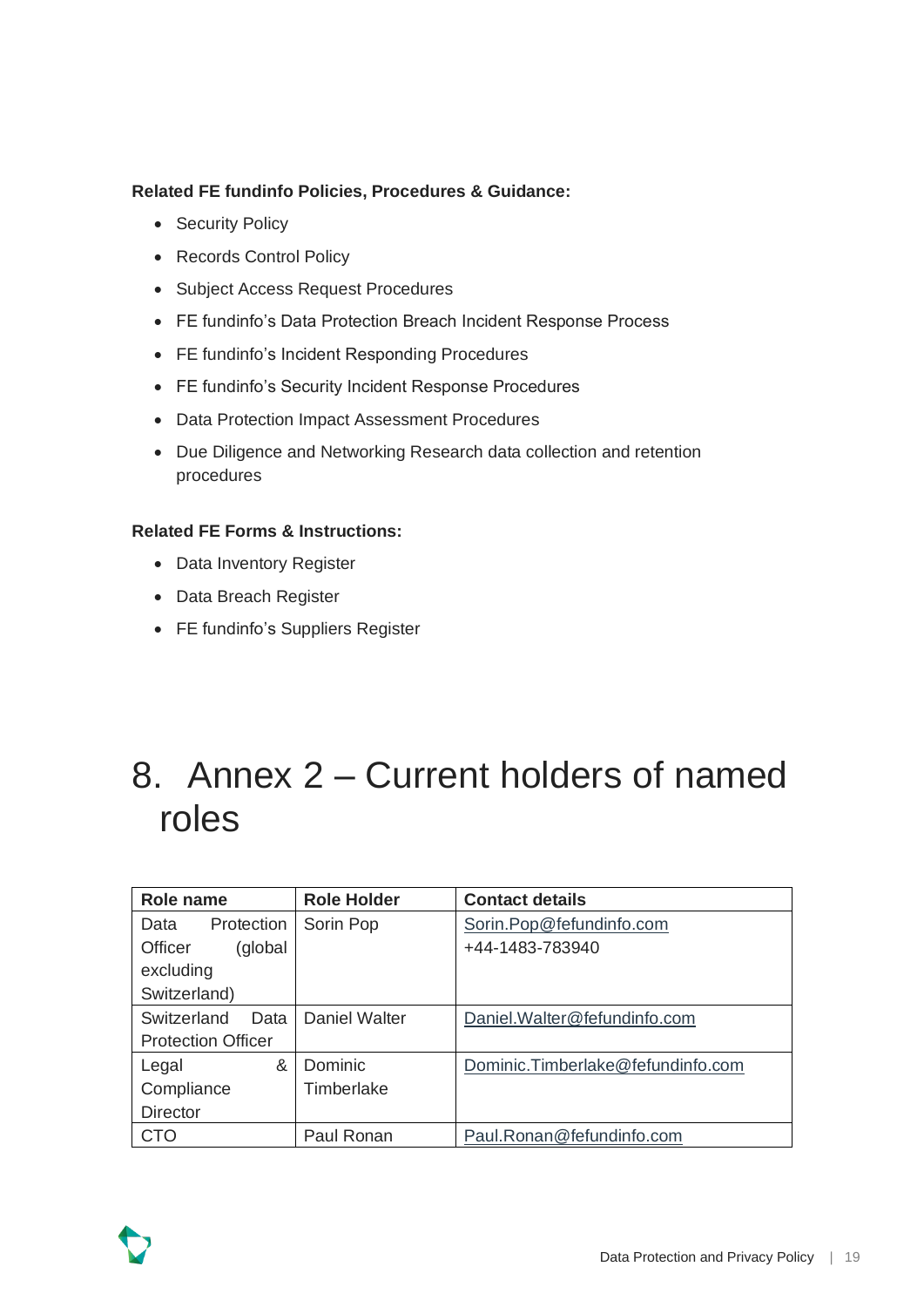**Related FE fundinfo Policies, Procedures & Guidance:**

- Security Policy
- Records Control Policy
- Subject Access Request Procedures
- FE fundinfo's Data Protection Breach Incident Response Process
- FE fundinfo's Incident Responding Procedures
- FE fundinfo's Security Incident Response Procedures
- Data Protection Impact Assessment Procedures
- Due Diligence and Networking Research data collection and retention procedures

**Related FE Forms & Instructions:**

- Data Inventory Register
- Data Breach Register
- FE fundinfo's Suppliers Register

# 8. Annex 2 – Current holders of named roles

| Role name | Role Holder | Contact details |
|---|---|---|
| Data Protection Officer (global excluding Switzerland) | Sorin Pop | Sorin.Pop@fefundinfo.com<br>+44-1483-783940 |
| Switzerland Data Protection Officer | Daniel Walter | Daniel.Walter@fefundinfo.com |
| Legal & Compliance Director | Dominic Timberlake | Dominic.Timberlake@fefundinfo.com |
| CTO | Paul Ronan | Paul.Ronan@fefundinfo.com |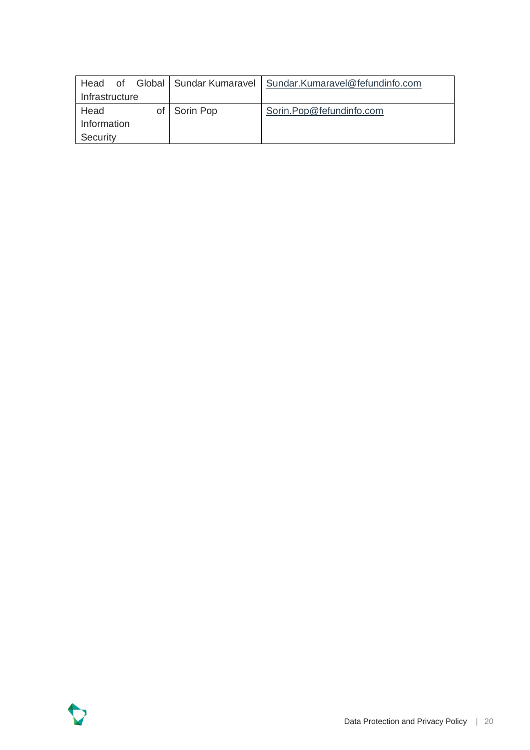| | | |
|---|---|---|
| Head of Global Infrastructure | Sundar Kumaravel | Sundar.Kumaravel@fefundinfo.com |
| Head of Information Security | Sorin Pop | Sorin.Pop@fefundinfo.com |